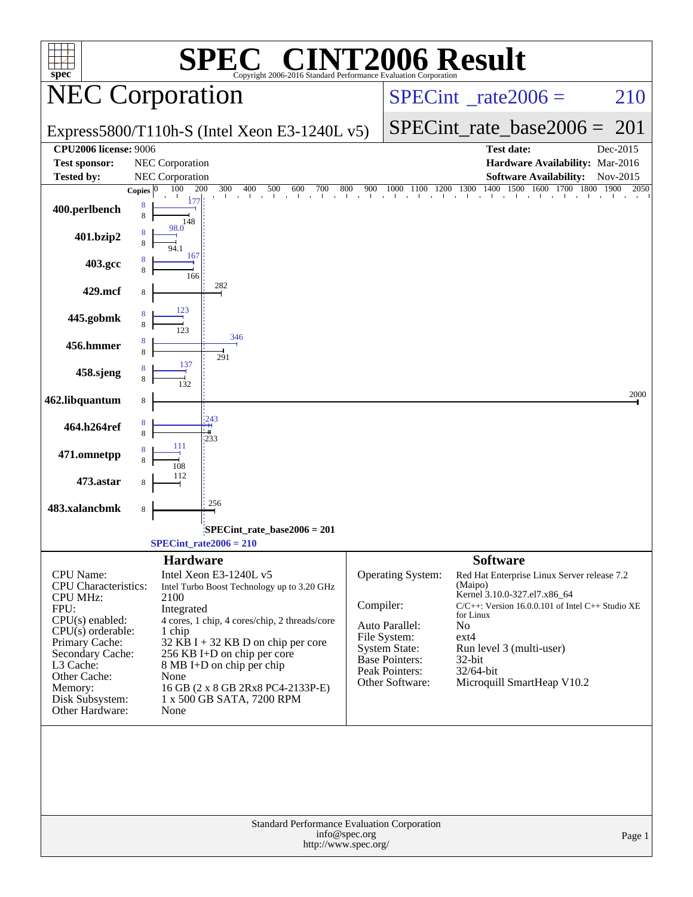# SPEC CINT2006 Result

Copyright 2006-2016 Standard Performance Evaluation Corporation

## NEC Corporation

Express5800/T110h-S (Intel Xeon E3-1240L v5)

SPECint_rate2006 = 210

SPECint_rate_base2006 = 201

| | | | |
|---|---|---|---|
| **CPU2006 license:** 9006 | | **Test date:** | Dec-2015 |
| **Test sponsor:** | NEC Corporation | **Hardware Availability:** | Mar-2016 |
| **Tested by:** | NEC Corporation | **Software Availability:** | Nov-2015 |

| Benchmark | Copies | Peak | Base |
|---|---|---|---|
| 400.perlbench | 8 | 177 | 148 |
| 401.bzip2 | 8 | 98.0 | 94.1 |
| 403.gcc | 8 | 167 | 166 |
| 429.mcf | 8 | | 282 |
| 445.gobmk | 8 | 123 | 123 |
| 456.hmmer | 8 | 346 | 291 |
| 458.sjeng | 8 | 137 | 132 |
| 462.libquantum | 8 | | 2000 |
| 464.h264ref | 8 | 243 | 233 |
| 471.omnetpp | 8 | 111 | 108 |
| 473.astar | 8 | | 112 |
| 483.xalancbmk | 8 | | 256 |

SPECint_rate_base2006 = 201

SPECint_rate2006 = 210

### Hardware

| | |
|---|---|
| CPU Name: | Intel Xeon E3-1240L v5 |
| CPU Characteristics: | Intel Turbo Boost Technology up to 3.20 GHz |
| CPU MHz: | 2100 |
| FPU: | Integrated |
| CPU(s) enabled: | 4 cores, 1 chip, 4 cores/chip, 2 threads/core |
| CPU(s) orderable: | 1 chip |
| Primary Cache: | 32 KB I + 32 KB D on chip per core |
| Secondary Cache: | 256 KB I+D on chip per core |
| L3 Cache: | 8 MB I+D on chip per chip |
| Other Cache: | None |
| Memory: | 16 GB (2 x 8 GB 2Rx8 PC4-2133P-E) |
| Disk Subsystem: | 1 x 500 GB SATA, 7200 RPM |
| Other Hardware: | None |

### Software

| | |
|---|---|
| Operating System: | Red Hat Enterprise Linux Server release 7.2 (Maipo) Kernel 3.10.0-327.el7.x86_64 |
| Compiler: | C/C++: Version 16.0.0.101 of Intel C++ Studio XE for Linux |
| Auto Parallel: | No |
| File System: | ext4 |
| System State: | Run level 3 (multi-user) |
| Base Pointers: | 32-bit |
| Peak Pointers: | 32/64-bit |
| Other Software: | Microquill SmartHeap V10.2 |

Standard Performance Evaluation Corporation
info@spec.org
http://www.spec.org/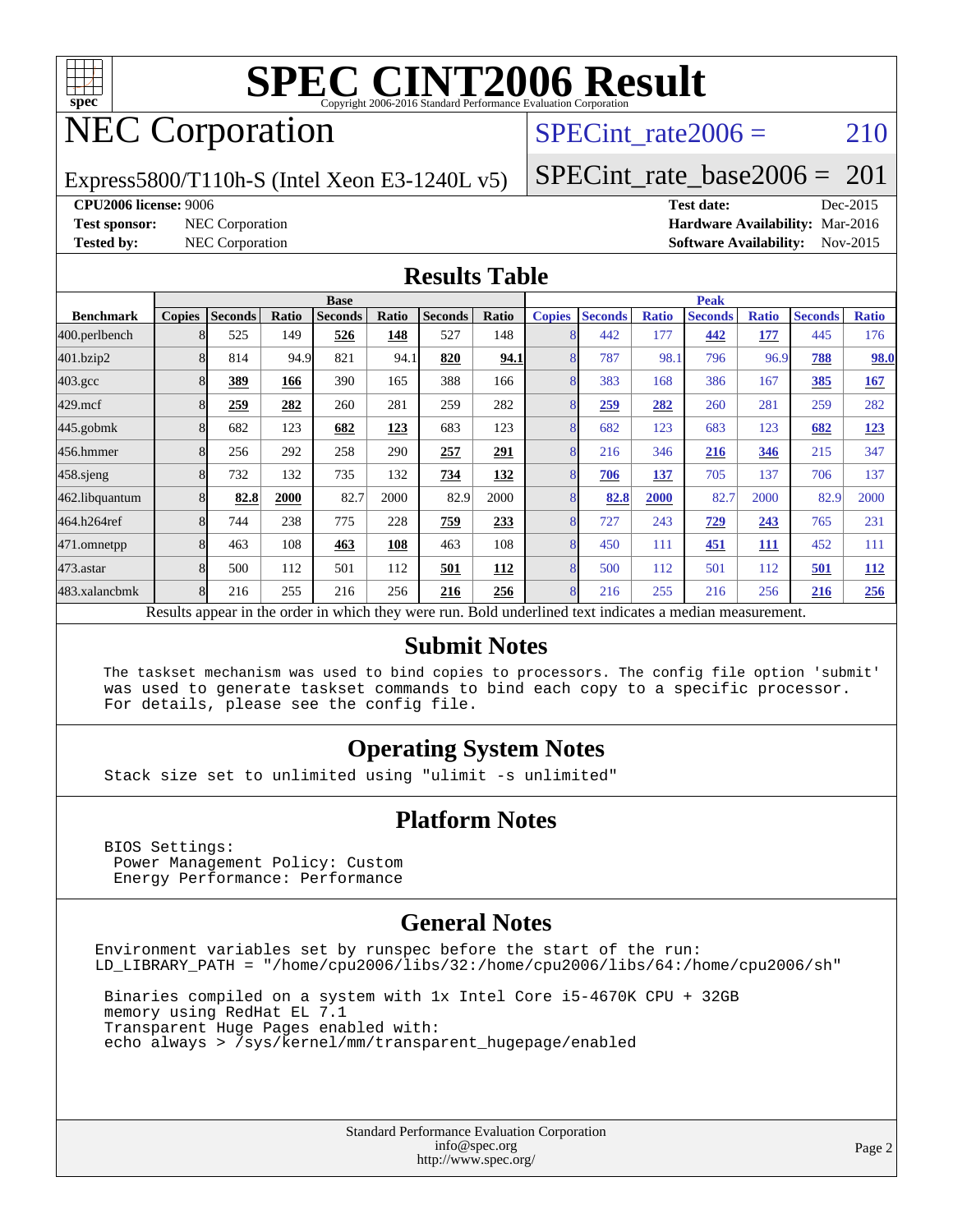# SPEC CINT2006 Result

Copyright 2006-2016 Standard Performance Evaluation Corporation

## NEC Corporation

Express5800/T110h-S (Intel Xeon E3-1240L v5)

SPECint_rate2006 = 210

SPECint_rate_base2006 = 201

**CPU2006 license:** 9006
**Test sponsor:** NEC Corporation
**Tested by:** NEC Corporation

**Test date:** Dec-2015
**Hardware Availability:** Mar-2016
**Software Availability:** Nov-2015

## Results Table

| | Base | | | | | | | Peak | | | | | | |
|---|---|---|---|---|---|---|---|---|---|---|---|---|---|---|
| **Benchmark** | **Copies** | **Seconds** | **Ratio** | **Seconds** | **Ratio** | **Seconds** | **Ratio** | **Copies** | **Seconds** | **Ratio** | **Seconds** | **Ratio** | **Seconds** | **Ratio** |
| 400.perlbench | 8 | 525 | 149 | **526** | **148** | 527 | 148 | 8 | 442 | 177 | **442** | **177** | 445 | 176 |
| 401.bzip2 | 8 | 814 | 94.9 | 821 | 94.1 | **820** | **94.1** | 8 | 787 | 98.1 | 796 | 96.9 | **788** | **98.0** |
| 403.gcc | 8 | **389** | **166** | 390 | 165 | 388 | 166 | 8 | 383 | 168 | 386 | 167 | **385** | **167** |
| 429.mcf | 8 | **259** | **282** | 260 | 281 | 259 | 282 | 8 | **259** | **282** | 260 | 281 | 259 | 282 |
| 445.gobmk | 8 | 682 | 123 | **682** | **123** | 683 | 123 | 8 | 682 | 123 | 683 | 123 | **682** | **123** |
| 456.hmmer | 8 | 256 | 292 | 258 | 290 | **257** | **291** | 8 | 216 | 346 | **216** | **346** | 215 | 347 |
| 458.sjeng | 8 | 732 | 132 | 735 | 132 | **734** | **132** | 8 | **706** | **137** | 705 | 137 | 706 | 137 |
| 462.libquantum | 8 | **82.8** | **2000** | 82.7 | 2000 | 82.9 | 2000 | 8 | **82.8** | **2000** | 82.7 | 2000 | 82.9 | 2000 |
| 464.h264ref | 8 | 744 | 238 | 775 | 228 | **759** | **233** | 8 | 727 | 243 | **729** | **243** | 765 | 231 |
| 471.omnetpp | 8 | 463 | 108 | **463** | **108** | 463 | 108 | 8 | 450 | 111 | **451** | **111** | 452 | 111 |
| 473.astar | 8 | 500 | 112 | 501 | 112 | **501** | **112** | 8 | 500 | 112 | 501 | 112 | **501** | **112** |
| 483.xalancbmk | 8 | 216 | 255 | 216 | 256 | **216** | **256** | 8 | 216 | 255 | 216 | 256 | **216** | **256** |

Results appear in the order in which they were run. Bold underlined text indicates a median measurement.

## Submit Notes

```
The taskset mechanism was used to bind copies to processors. The config file option 'submit'
was used to generate taskset commands to bind each copy to a specific processor.
For details, please see the config file.
```

## Operating System Notes

```
Stack size set to unlimited using "ulimit -s unlimited"
```

## Platform Notes

```
BIOS Settings:
 Power Management Policy: Custom
 Energy Performance: Performance
```

## General Notes

```
Environment variables set by runspec before the start of the run:
LD_LIBRARY_PATH = "/home/cpu2006/libs/32:/home/cpu2006/libs/64:/home/cpu2006/sh"

 Binaries compiled on a system with 1x Intel Core i5-4670K CPU + 32GB
 memory using RedHat EL 7.1
 Transparent Huge Pages enabled with:
 echo always > /sys/kernel/mm/transparent_hugepage/enabled
```

Standard Performance Evaluation Corporation
info@spec.org
http://www.spec.org/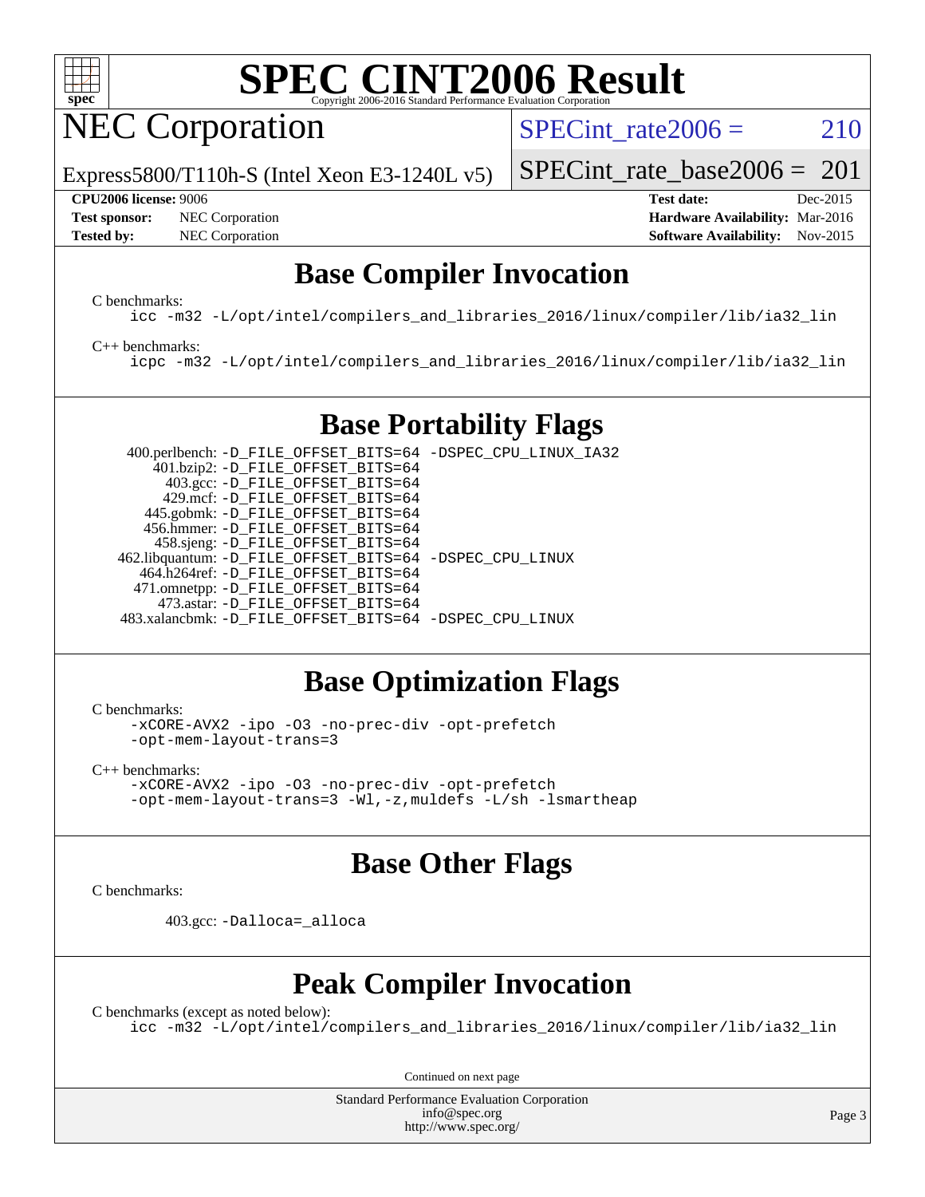# SPEC CINT2006 Result

Copyright 2006-2016 Standard Performance Evaluation Corporation

## NEC Corporation

Express5800/T110h-S (Intel Xeon E3-1240L v5)

SPECint_rate2006 = 210

SPECint_rate_base2006 = 201

| | | | |
|---|---|---|---|
| **CPU2006 license:** 9006 | | **Test date:** | Dec-2015 |
| **Test sponsor:** | NEC Corporation | **Hardware Availability:** | Mar-2016 |
| **Tested by:** | NEC Corporation | **Software Availability:** | Nov-2015 |

## Base Compiler Invocation

C benchmarks:

```
icc -m32 -L/opt/intel/compilers_and_libraries_2016/linux/compiler/lib/ia32_lin
```

C++ benchmarks:

```
icpc -m32 -L/opt/intel/compilers_and_libraries_2016/linux/compiler/lib/ia32_lin
```

## Base Portability Flags

```
   400.perlbench: -D_FILE_OFFSET_BITS=64 -DSPEC_CPU_LINUX_IA32
       401.bzip2: -D_FILE_OFFSET_BITS=64
         403.gcc: -D_FILE_OFFSET_BITS=64
         429.mcf: -D_FILE_OFFSET_BITS=64
       445.gobmk: -D_FILE_OFFSET_BITS=64
      456.hmmer: -D_FILE_OFFSET_BITS=64
       458.sjeng: -D_FILE_OFFSET_BITS=64
 462.libquantum: -D_FILE_OFFSET_BITS=64 -DSPEC_CPU_LINUX
     464.h264ref: -D_FILE_OFFSET_BITS=64
     471.omnetpp: -D_FILE_OFFSET_BITS=64
       473.astar: -D_FILE_OFFSET_BITS=64
 483.xalancbmk: -D_FILE_OFFSET_BITS=64 -DSPEC_CPU_LINUX
```

## Base Optimization Flags

C benchmarks:

```
-xCORE-AVX2 -ipo -O3 -no-prec-div -opt-prefetch
-opt-mem-layout-trans=3
```

C++ benchmarks:

```
-xCORE-AVX2 -ipo -O3 -no-prec-div -opt-prefetch
-opt-mem-layout-trans=3 -Wl,-z,muldefs -L/sh -lsmartheap
```

## Base Other Flags

C benchmarks:

```
403.gcc: -Dalloca=_alloca
```

## Peak Compiler Invocation

C benchmarks (except as noted below):

```
icc -m32 -L/opt/intel/compilers_and_libraries_2016/linux/compiler/lib/ia32_lin
```

Continued on next page

Standard Performance Evaluation Corporation
info@spec.org
http://www.spec.org/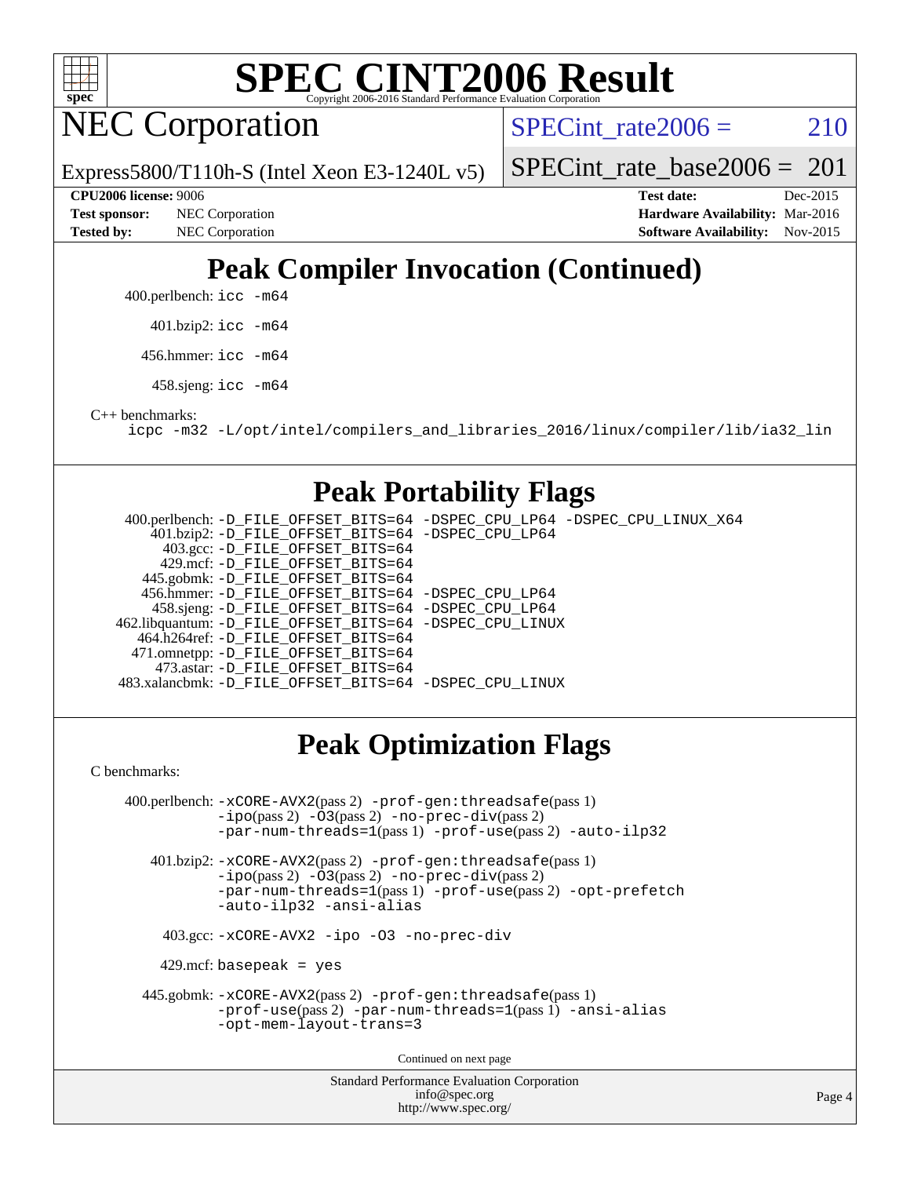# SPEC CINT2006 Result

## NEC Corporation

Express5800/T110h-S (Intel Xeon E3-1240L v5)

SPECint_rate2006 = 210

SPECint_rate_base2006 = 201

**CPU2006 license:** 9006
**Test sponsor:** NEC Corporation
**Tested by:** NEC Corporation

**Test date:** Dec-2015
**Hardware Availability:** Mar-2016
**Software Availability:** Nov-2015

## Peak Compiler Invocation (Continued)

400.perlbench: `icc -m64`

401.bzip2: `icc -m64`

456.hmmer: `icc -m64`

458.sjeng: `icc -m64`

C++ benchmarks:

```
icpc -m32 -L/opt/intel/compilers_and_libraries_2016/linux/compiler/lib/ia32_lin
```

## Peak Portability Flags

400.perlbench: `-D_FILE_OFFSET_BITS=64 -DSPEC_CPU_LP64 -DSPEC_CPU_LINUX_X64`
401.bzip2: `-D_FILE_OFFSET_BITS=64 -DSPEC_CPU_LP64`
403.gcc: `-D_FILE_OFFSET_BITS=64`
429.mcf: `-D_FILE_OFFSET_BITS=64`
445.gobmk: `-D_FILE_OFFSET_BITS=64`
456.hmmer: `-D_FILE_OFFSET_BITS=64 -DSPEC_CPU_LP64`
458.sjeng: `-D_FILE_OFFSET_BITS=64 -DSPEC_CPU_LP64`
462.libquantum: `-D_FILE_OFFSET_BITS=64 -DSPEC_CPU_LINUX`
464.h264ref: `-D_FILE_OFFSET_BITS=64`
471.omnetpp: `-D_FILE_OFFSET_BITS=64`
473.astar: `-D_FILE_OFFSET_BITS=64`
483.xalancbmk: `-D_FILE_OFFSET_BITS=64 -DSPEC_CPU_LINUX`

## Peak Optimization Flags

C benchmarks:

400.perlbench: `-xCORE-AVX2`(pass 2) `-prof-gen:threadsafe`(pass 1) `-ipo`(pass 2) `-O3`(pass 2) `-no-prec-div`(pass 2) `-par-num-threads=1`(pass 1) `-prof-use`(pass 2) `-auto-ilp32`

401.bzip2: `-xCORE-AVX2`(pass 2) `-prof-gen:threadsafe`(pass 1) `-ipo`(pass 2) `-O3`(pass 2) `-no-prec-div`(pass 2) `-par-num-threads=1`(pass 1) `-prof-use`(pass 2) `-opt-prefetch` `-auto-ilp32` `-ansi-alias`

403.gcc: `-xCORE-AVX2 -ipo -O3 -no-prec-div`

429.mcf: `basepeak = yes`

445.gobmk: `-xCORE-AVX2`(pass 2) `-prof-gen:threadsafe`(pass 1) `-prof-use`(pass 2) `-par-num-threads=1`(pass 1) `-ansi-alias` `-opt-mem-layout-trans=3`

Continued on next page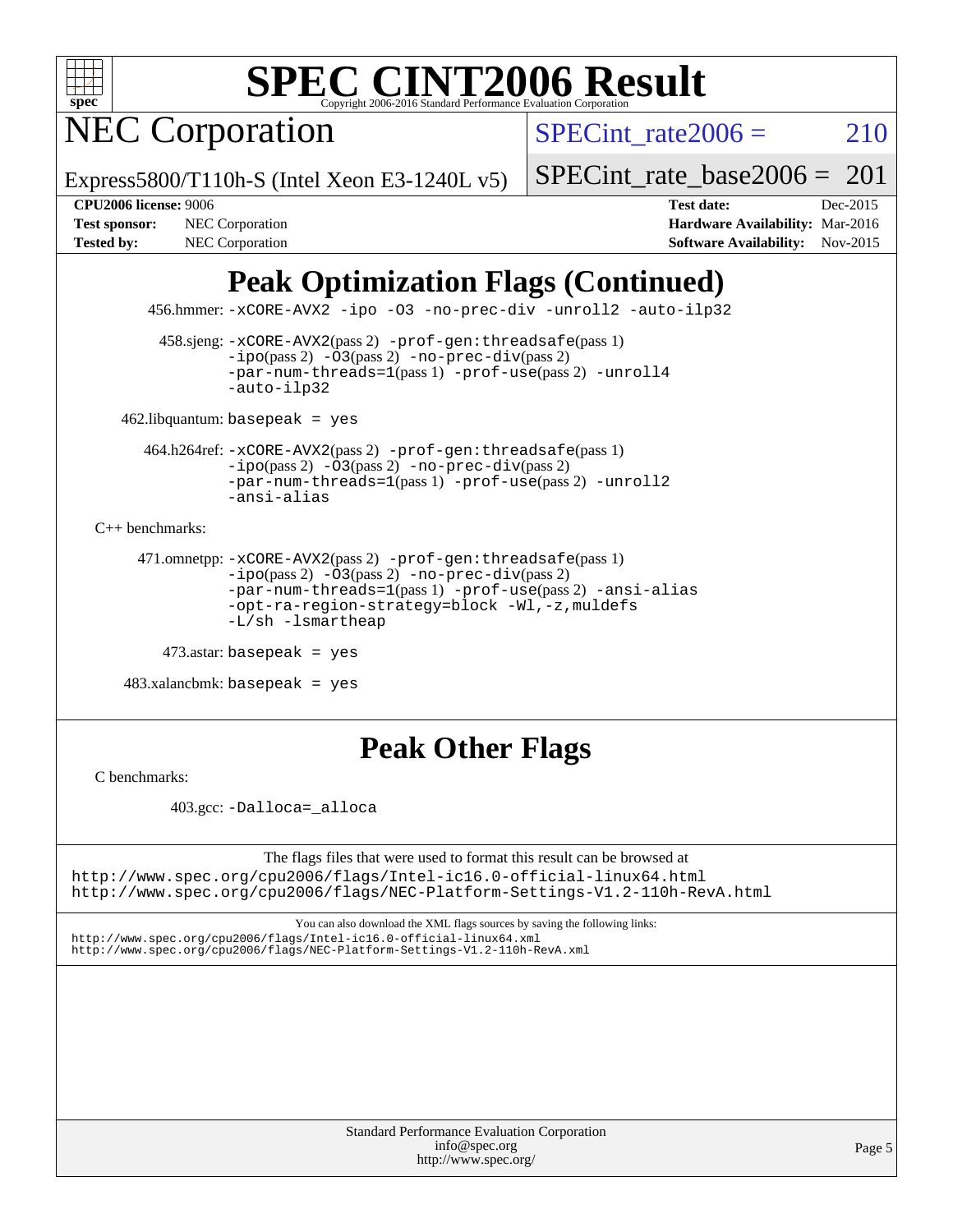# SPEC CINT2006 Result

Copyright 2006-2016 Standard Performance Evaluation Corporation

## NEC Corporation

Express5800/T110h-S (Intel Xeon E3-1240L v5)

SPECint_rate2006 = 210

SPECint_rate_base2006 = 201

**CPU2006 license:** 9006
**Test sponsor:** NEC Corporation
**Tested by:** NEC Corporation

**Test date:** Dec-2015
**Hardware Availability:** Mar-2016
**Software Availability:** Nov-2015

## Peak Optimization Flags (Continued)

456.hmmer: `-xCORE-AVX2 -ipo -O3 -no-prec-div -unroll2 -auto-ilp32`

458.sjeng: `-xCORE-AVX2`(pass 2) `-prof-gen:threadsafe`(pass 1) `-ipo`(pass 2) `-O3`(pass 2) `-no-prec-div`(pass 2) `-par-num-threads=1`(pass 1) `-prof-use`(pass 2) `-unroll4` `-auto-ilp32`

462.libquantum: `basepeak = yes`

464.h264ref: `-xCORE-AVX2`(pass 2) `-prof-gen:threadsafe`(pass 1) `-ipo`(pass 2) `-O3`(pass 2) `-no-prec-div`(pass 2) `-par-num-threads=1`(pass 1) `-prof-use`(pass 2) `-unroll2` `-ansi-alias`

C++ benchmarks:

471.omnetpp: `-xCORE-AVX2`(pass 2) `-prof-gen:threadsafe`(pass 1) `-ipo`(pass 2) `-O3`(pass 2) `-no-prec-div`(pass 2) `-par-num-threads=1`(pass 1) `-prof-use`(pass 2) `-ansi-alias` `-opt-ra-region-strategy=block` `-Wl,-z,muldefs` `-L/sh -lsmartheap`

473.astar: `basepeak = yes`

483.xalancbmk: `basepeak = yes`

## Peak Other Flags

C benchmarks:

403.gcc: `-Dalloca=_alloca`

The flags files that were used to format this result can be browsed at
http://www.spec.org/cpu2006/flags/Intel-ic16.0-official-linux64.html
http://www.spec.org/cpu2006/flags/NEC-Platform-Settings-V1.2-110h-RevA.html

You can also download the XML flags sources by saving the following links:
http://www.spec.org/cpu2006/flags/Intel-ic16.0-official-linux64.xml
http://www.spec.org/cpu2006/flags/NEC-Platform-Settings-V1.2-110h-RevA.xml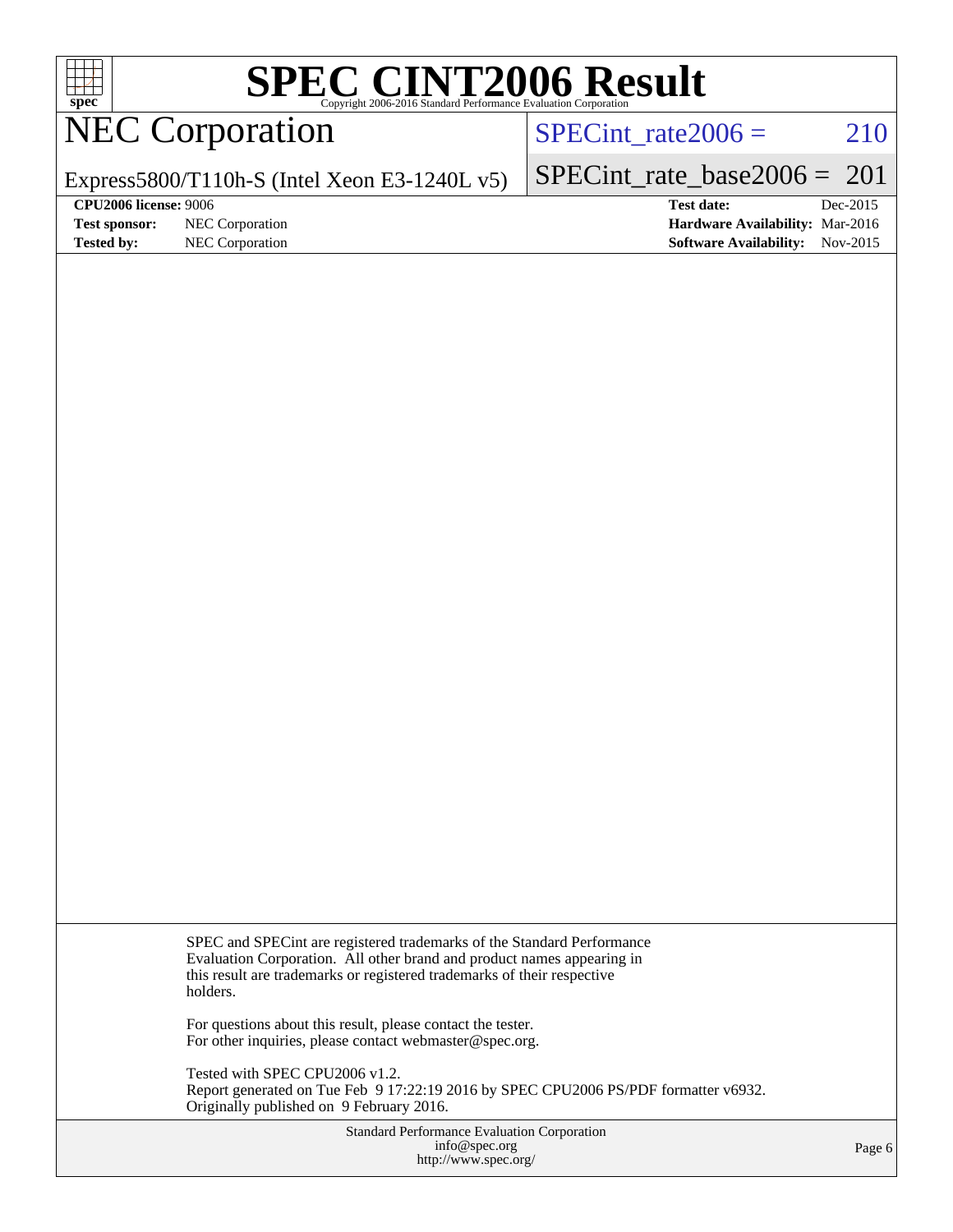SPEC and SPECint are registered trademarks of the Standard Performance Evaluation Corporation. All other brand and product names appearing in this result are trademarks or registered trademarks of their respective holders.

For questions about this result, please contact the tester.
For other inquiries, please contact webmaster@spec.org.

Tested with SPEC CPU2006 v1.2.
Report generated on Tue Feb 9 17:22:19 2016 by SPEC CPU2006 PS/PDF formatter v6932.
Originally published on 9 February 2016.